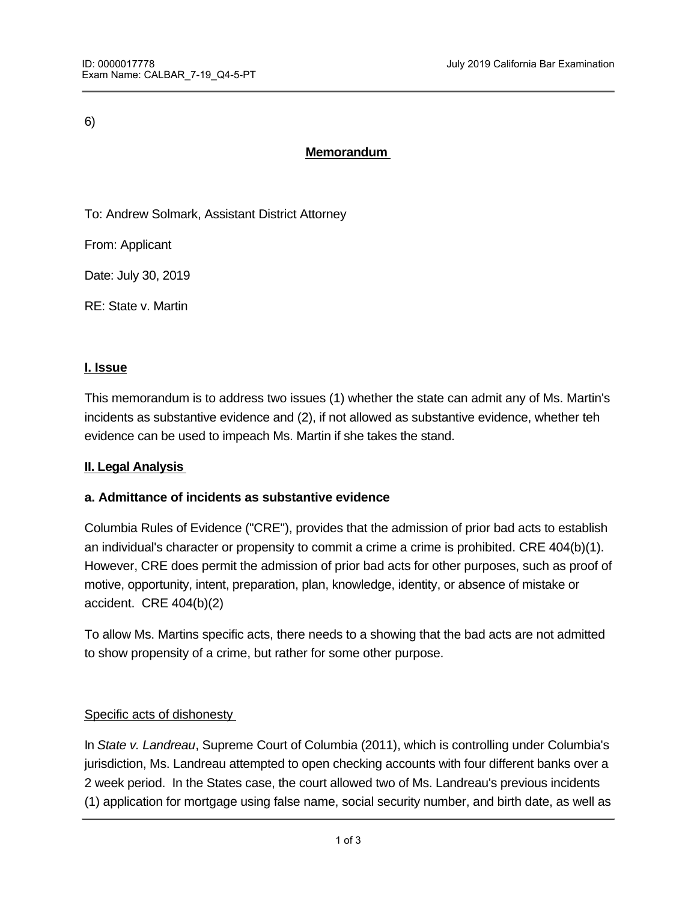6)

**Memorandum**

To: Andrew Solmark, Assistant District Attorney

From: Applicant

Date: July 30, 2019

RE: State v. Martin

## I. Issue

This memorandum is to address two issues (1) whether the state can admit any of Ms. Martin's incidents as substantive evidence and (2), if not allowed as substantive evidence, whether teh evidence can be used to impeach Ms. Martin if she takes the stand.

## II. Legal Analysis

### a. Admittance of incidents as substantive evidence

Columbia Rules of Evidence ("CRE"), provides that the admission of prior bad acts to establish an individual's character or propensity to commit a crime a crime is prohibited. CRE 404(b)(1). However, CRE does permit the admission of prior bad acts for other purposes, such as proof of motive, opportunity, intent, preparation, plan, knowledge, identity, or absence of mistake or accident. CRE 404(b)(2)

To allow Ms. Martins specific acts, there needs to a showing that the bad acts are not admitted to show propensity of a crime, but rather for some other purpose.

Specific acts of dishonesty

In *State v. Landreau*, Supreme Court of Columbia (2011), which is controlling under Columbia's jurisdiction, Ms. Landreau attempted to open checking accounts with four different banks over a 2 week period. In the States case, the court allowed two of Ms. Landreau's previous incidents (1) application for mortgage using false name, social security number, and birth date, as well as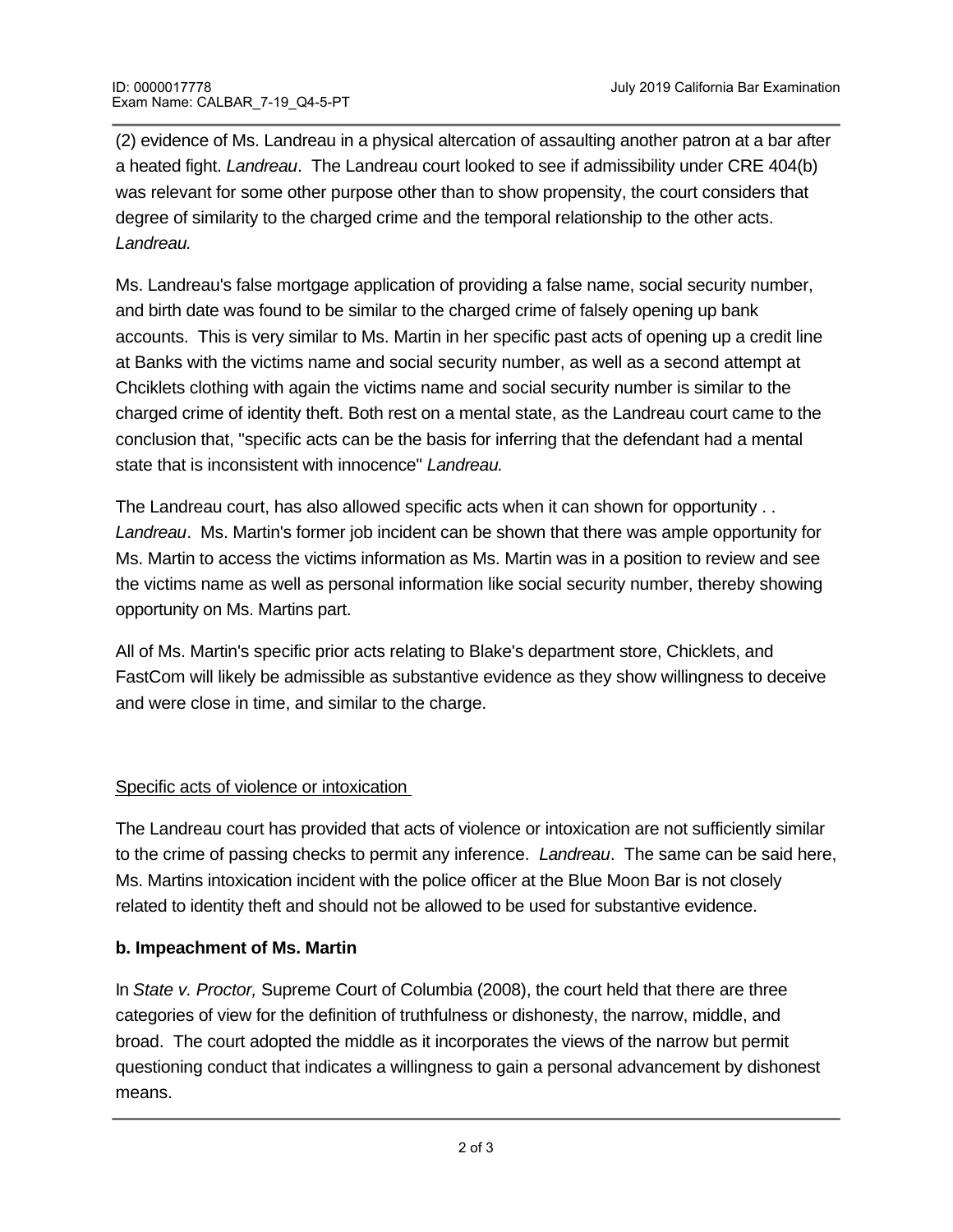(2) evidence of Ms. Landreau in a physical altercation of assaulting another patron at a bar after a heated fight. *Landreau*. The Landreau court looked to see if admissibility under CRE 404(b) was relevant for some other purpose other than to show propensity, the court considers that degree of similarity to the charged crime and the temporal relationship to the other acts. *Landreau.*

Ms. Landreau's false mortgage application of providing a false name, social security number, and birth date was found to be similar to the charged crime of falsely opening up bank accounts. This is very similar to Ms. Martin in her specific past acts of opening up a credit line at Banks with the victims name and social security number, as well as a second attempt at Chciklets clothing with again the victims name and social security number is similar to the charged crime of identity theft. Both rest on a mental state, as the Landreau court came to the conclusion that, "specific acts can be the basis for inferring that the defendant had a mental state that is inconsistent with innocence" *Landreau.*

The Landreau court, has also allowed specific acts when it can shown for opportunity . . *Landreau*. Ms. Martin's former job incident can be shown that there was ample opportunity for Ms. Martin to access the victims information as Ms. Martin was in a position to review and see the victims name as well as personal information like social security number, thereby showing opportunity on Ms. Martins part.

All of Ms. Martin's specific prior acts relating to Blake's department store, Chicklets, and FastCom will likely be admissible as substantive evidence as they show willingness to deceive and were close in time, and similar to the charge.

<u>Specific acts of violence or intoxication</u>

The Landreau court has provided that acts of violence or intoxication are not sufficiently similar to the crime of passing checks to permit any inference. *Landreau*. The same can be said here, Ms. Martins intoxication incident with the police officer at the Blue Moon Bar is not closely related to identity theft and should not be allowed to be used for substantive evidence.

**b. Impeachment of Ms. Martin**

In *State v. Proctor,* Supreme Court of Columbia (2008), the court held that there are three categories of view for the definition of truthfulness or dishonesty, the narrow, middle, and broad. The court adopted the middle as it incorporates the views of the narrow but permit questioning conduct that indicates a willingness to gain a personal advancement by dishonest means.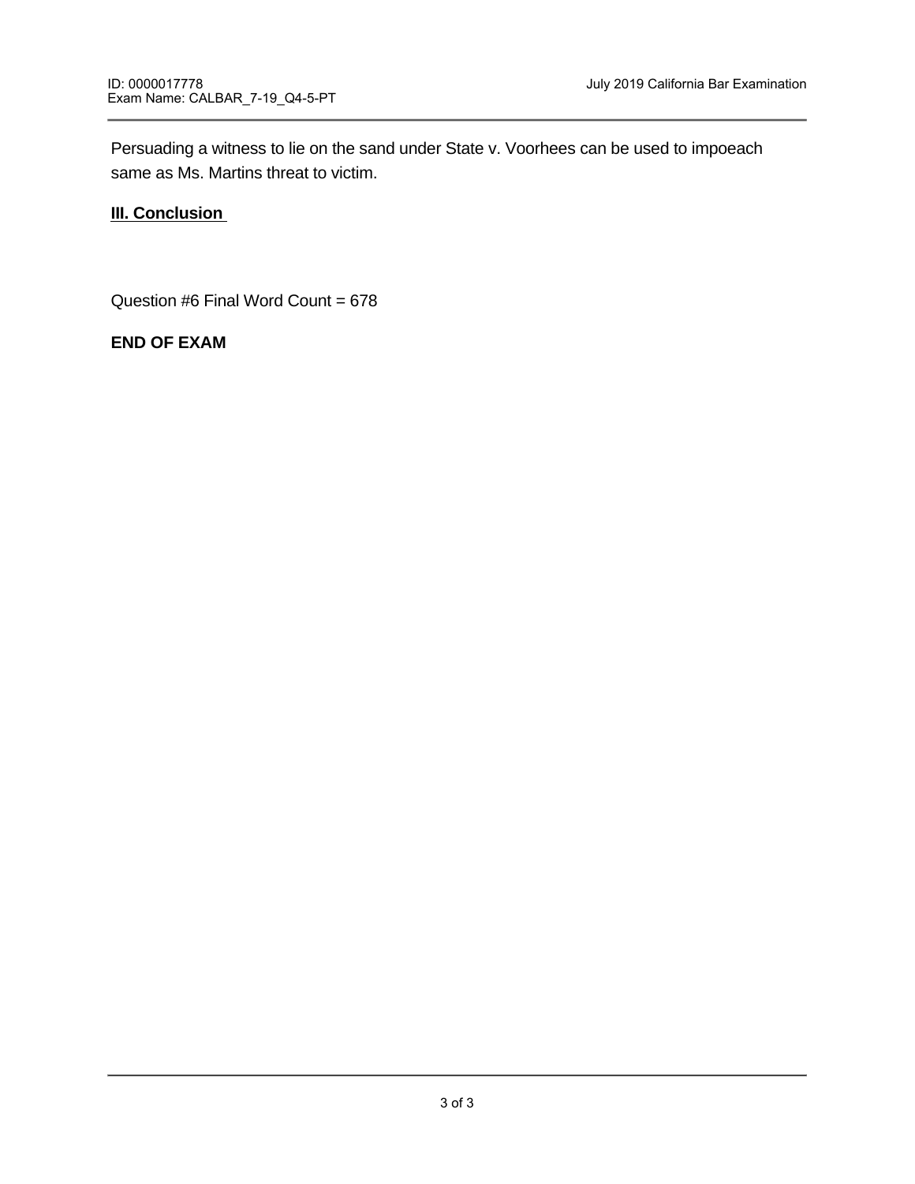Persuading a witness to lie on the sand under State v. Voorhees can be used to impoeach same as Ms. Martins threat to victim.

**III. Conclusion**

Question #6 Final Word Count = 678

**END OF EXAM**